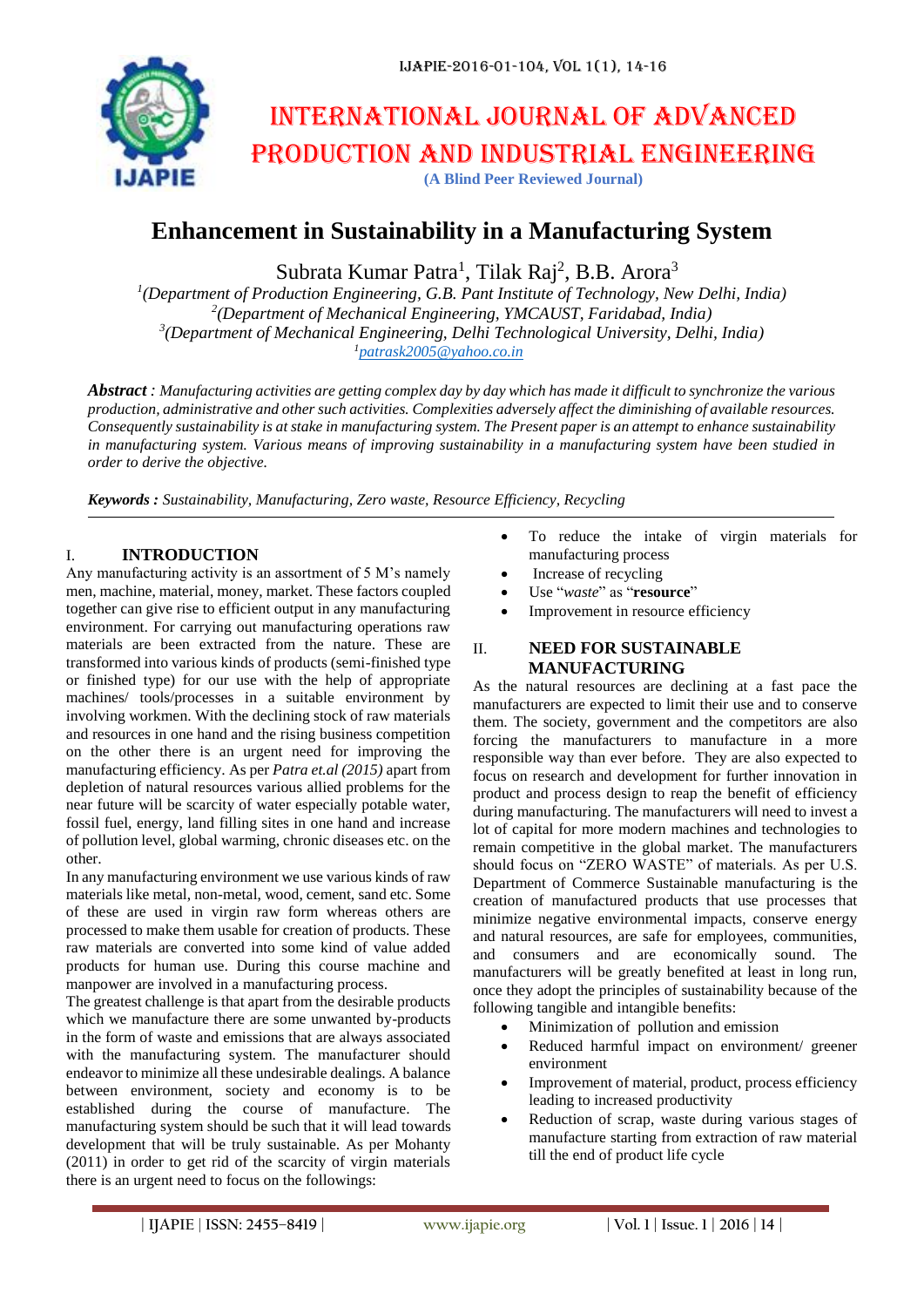# Enhancement in Sustainability in a Manufacturing System

Subrata Kumar Patra[1], Tilak Raj[2], B.B. Arora[3]

[1](*Department of Production Engineering, G.B. Pant Institute of Technology, New Delhi, India*)
[2](*Department of Mechanical Engineering, YMCAUST, Faridabad, India*)
[3](*Department of Mechanical Engineering, Delhi Technological University, Delhi, India*)
[1]*patrask2005@yahoo.co.in*

***Abstract*** *: Manufacturing activities are getting complex day by day which has made it difficult to synchronize the various production, administrative and other such activities. Complexities adversely affect the diminishing of available resources. Consequently sustainability is at stake in manufacturing system. The Present paper is an attempt to enhance sustainability in manufacturing system. Various means of improving sustainability in a manufacturing system have been studied in order to derive the objective.*

***Keywords :*** *Sustainability, Manufacturing, Zero waste, Resource Efficiency, Recycling*

## I. INTRODUCTION

Any manufacturing activity is an assortment of 5 M's namely men, machine, material, money, market. These factors coupled together can give rise to efficient output in any manufacturing environment. For carrying out manufacturing operations raw materials are been extracted from the nature. These are transformed into various kinds of products (semi-finished type or finished type) for our use with the help of appropriate machines/ tools/processes in a suitable environment by involving workmen. With the declining stock of raw materials and resources in one hand and the rising business competition on the other there is an urgent need for improving the manufacturing efficiency. As per *Patra et.al (2015)* apart from depletion of natural resources various allied problems for the near future will be scarcity of water especially potable water, fossil fuel, energy, land filling sites in one hand and increase of pollution level, global warming, chronic diseases etc. on the other.

In any manufacturing environment we use various kinds of raw materials like metal, non-metal, wood, cement, sand etc. Some of these are used in virgin raw form whereas others are processed to make them usable for creation of products. These raw materials are converted into some kind of value added products for human use. During this course machine and manpower are involved in a manufacturing process.

The greatest challenge is that apart from the desirable products which we manufacture there are some unwanted by-products in the form of waste and emissions that are always associated with the manufacturing system. The manufacturer should endeavor to minimize all these undesirable dealings. A balance between environment, society and economy is to be established during the course of manufacture. The manufacturing system should be such that it will lead towards development that will be truly sustainable. As per Mohanty (2011) in order to get rid of the scarcity of virgin materials there is an urgent need to focus on the followings:

- To reduce the intake of virgin materials for manufacturing process
- Increase of recycling
- Use "*waste*" as "**resource**"
- Improvement in resource efficiency

## II. NEED FOR SUSTAINABLE MANUFACTURING

As the natural resources are declining at a fast pace the manufacturers are expected to limit their use and to conserve them. The society, government and the competitors are also forcing the manufacturers to manufacture in a more responsible way than ever before. They are also expected to focus on research and development for further innovation in product and process design to reap the benefit of efficiency during manufacturing. The manufacturers will need to invest a lot of capital for more modern machines and technologies to remain competitive in the global market. The manufacturers should focus on "ZERO WASTE" of materials. As per U.S. Department of Commerce Sustainable manufacturing is the creation of manufactured products that use processes that minimize negative environmental impacts, conserve energy and natural resources, are safe for employees, communities, and consumers and are economically sound. The manufacturers will be greatly benefited at least in long run, once they adopt the principles of sustainability because of the following tangible and intangible benefits:

- Minimization of pollution and emission
- Reduced harmful impact on environment/ greener environment
- Improvement of material, product, process efficiency leading to increased productivity
- Reduction of scrap, waste during various stages of manufacture starting from extraction of raw material till the end of product life cycle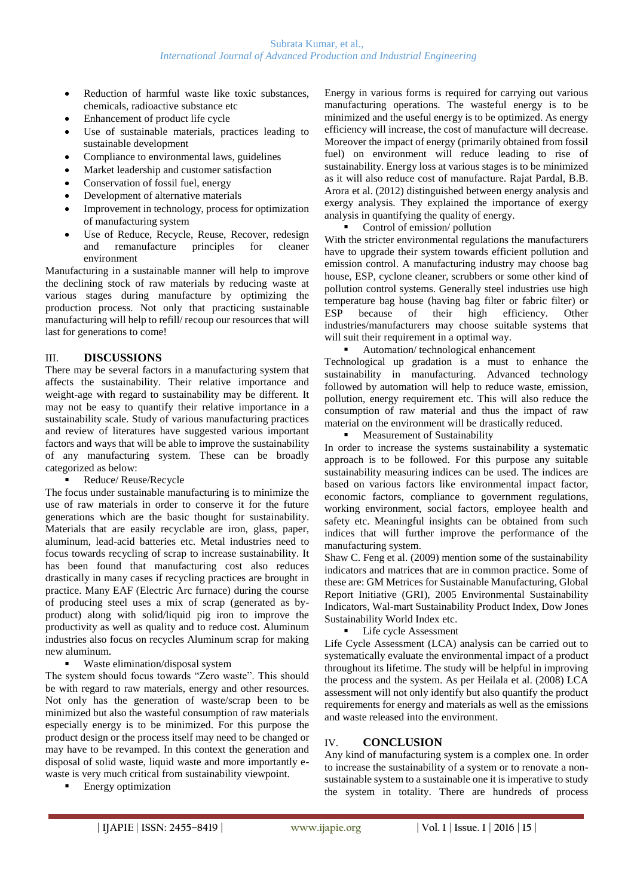- Reduction of harmful waste like toxic substances, chemicals, radioactive substance etc
- Enhancement of product life cycle
- Use of sustainable materials, practices leading to sustainable development
- Compliance to environmental laws, guidelines
- Market leadership and customer satisfaction
- Conservation of fossil fuel, energy
- Development of alternative materials
- Improvement in technology, process for optimization of manufacturing system
- Use of Reduce, Recycle, Reuse, Recover, redesign and remanufacture principles for cleaner environment

Manufacturing in a sustainable manner will help to improve the declining stock of raw materials by reducing waste at various stages during manufacture by optimizing the production process. Not only that practicing sustainable manufacturing will help to refill/ recoup our resources that will last for generations to come!

## III. DISCUSSIONS

There may be several factors in a manufacturing system that affects the sustainability. Their relative importance and weight-age with regard to sustainability may be different. It may not be easy to quantify their relative importance in a sustainability scale. Study of various manufacturing practices and review of literatures have suggested various important factors and ways that will be able to improve the sustainability of any manufacturing system. These can be broadly categorized as below:

- Reduce/ Reuse/Recycle

The focus under sustainable manufacturing is to minimize the use of raw materials in order to conserve it for the future generations which are the basic thought for sustainability. Materials that are easily recyclable are iron, glass, paper, aluminum, lead-acid batteries etc. Metal industries need to focus towards recycling of scrap to increase sustainability. It has been found that manufacturing cost also reduces drastically in many cases if recycling practices are brought in practice. Many EAF (Electric Arc furnace) during the course of producing steel uses a mix of scrap (generated as by-product) along with solid/liquid pig iron to improve the productivity as well as quality and to reduce cost. Aluminum industries also focus on recycles Aluminum scrap for making new aluminum.

- Waste elimination/disposal system

The system should focus towards “Zero waste”. This should be with regard to raw materials, energy and other resources. Not only has the generation of waste/scrap been to be minimized but also the wasteful consumption of raw materials especially energy is to be minimized. For this purpose the product design or the process itself may need to be changed or may have to be revamped. In this context the generation and disposal of solid waste, liquid waste and more importantly e-waste is very much critical from sustainability viewpoint.

- Energy optimization

Energy in various forms is required for carrying out various manufacturing operations. The wasteful energy is to be minimized and the useful energy is to be optimized. As energy efficiency will increase, the cost of manufacture will decrease. Moreover the impact of energy (primarily obtained from fossil fuel) on environment will reduce leading to rise of sustainability. Energy loss at various stages is to be minimized as it will also reduce cost of manufacture. Rajat Pardal, B.B. Arora et al. (2012) distinguished between energy analysis and exergy analysis. They explained the importance of exergy analysis in quantifying the quality of energy.

- Control of emission/ pollution

With the stricter environmental regulations the manufacturers have to upgrade their system towards efficient pollution and emission control. A manufacturing industry may choose bag house, ESP, cyclone cleaner, scrubbers or some other kind of pollution control systems. Generally steel industries use high temperature bag house (having bag filter or fabric filter) or ESP because of their high efficiency. Other industries/manufacturers may choose suitable systems that will suit their requirement in a optimal way.

- Automation/ technological enhancement

Technological up gradation is a must to enhance the sustainability in manufacturing. Advanced technology followed by automation will help to reduce waste, emission, pollution, energy requirement etc. This will also reduce the consumption of raw material and thus the impact of raw material on the environment will be drastically reduced.

- Measurement of Sustainability

In order to increase the systems sustainability a systematic approach is to be followed. For this purpose any suitable sustainability measuring indices can be used. The indices are based on various factors like environmental impact factor, economic factors, compliance to government regulations, working environment, social factors, employee health and safety etc. Meaningful insights can be obtained from such indices that will further improve the performance of the manufacturing system.

Shaw C. Feng et al. (2009) mention some of the sustainability indicators and matrices that are in common practice. Some of these are: GM Metrices for Sustainable Manufacturing, Global Report Initiative (GRI), 2005 Environmental Sustainability Indicators, Wal-mart Sustainability Product Index, Dow Jones Sustainability World Index etc.

- Life cycle Assessment

Life Cycle Assessment (LCA) analysis can be carried out to systematically evaluate the environmental impact of a product throughout its lifetime. The study will be helpful in improving the process and the system. As per Heilala et al. (2008) LCA assessment will not only identify but also quantify the product requirements for energy and materials as well as the emissions and waste released into the environment.

## IV. CONCLUSION

Any kind of manufacturing system is a complex one. In order to increase the sustainability of a system or to renovate a non-sustainable system to a sustainable one it is imperative to study the system in totality. There are hundreds of process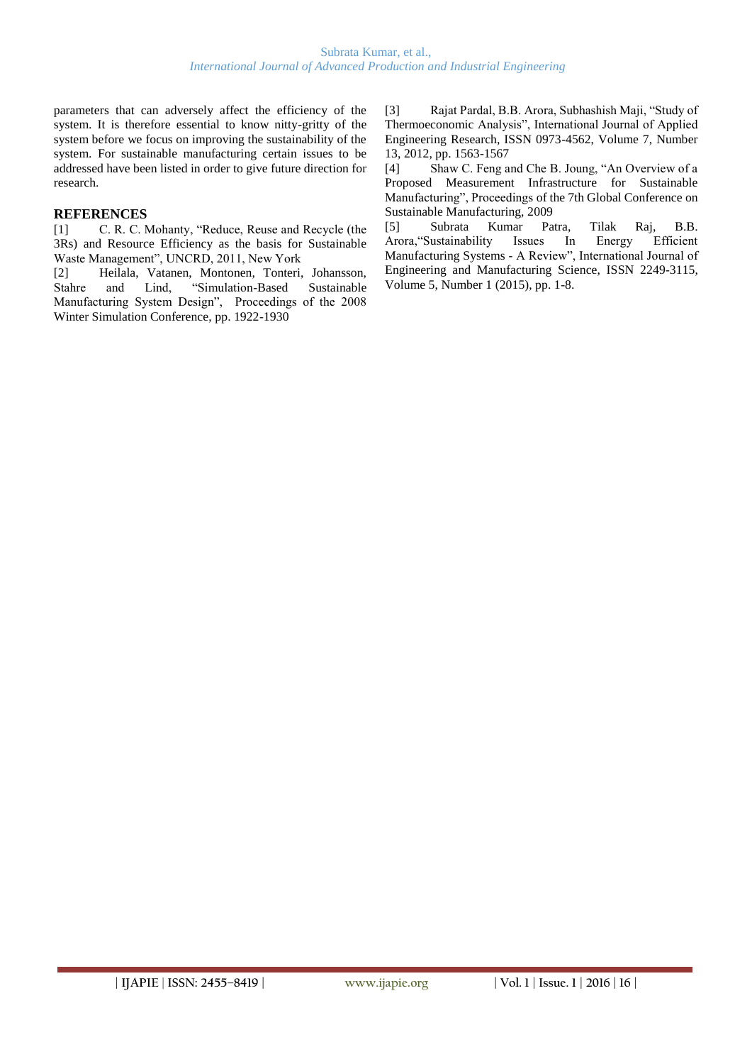parameters that can adversely affect the efficiency of the system. It is therefore essential to know nitty-gritty of the system before we focus on improving the sustainability of the system. For sustainable manufacturing certain issues to be addressed have been listed in order to give future direction for research.

## REFERENCES

[1] C. R. C. Mohanty, "Reduce, Reuse and Recycle (the 3Rs) and Resource Efficiency as the basis for Sustainable Waste Management", UNCRD, 2011, New York

[2] Heilala, Vatanen, Montonen, Tonteri, Johansson, Stahre and Lind, "Simulation-Based Sustainable Manufacturing System Design", Proceedings of the 2008 Winter Simulation Conference, pp. 1922-1930

[3] Rajat Pardal, B.B. Arora, Subhashish Maji, "Study of Thermoeconomic Analysis", International Journal of Applied Engineering Research, ISSN 0973-4562, Volume 7, Number 13, 2012, pp. 1563-1567

[4] Shaw C. Feng and Che B. Joung, "An Overview of a Proposed Measurement Infrastructure for Sustainable Manufacturing", Proceedings of the 7th Global Conference on Sustainable Manufacturing, 2009

[5] Subrata Kumar Patra, Tilak Raj, B.B. Arora,"Sustainability Issues In Energy Efficient Manufacturing Systems - A Review", International Journal of Engineering and Manufacturing Science, ISSN 2249-3115, Volume 5, Number 1 (2015), pp. 1-8.